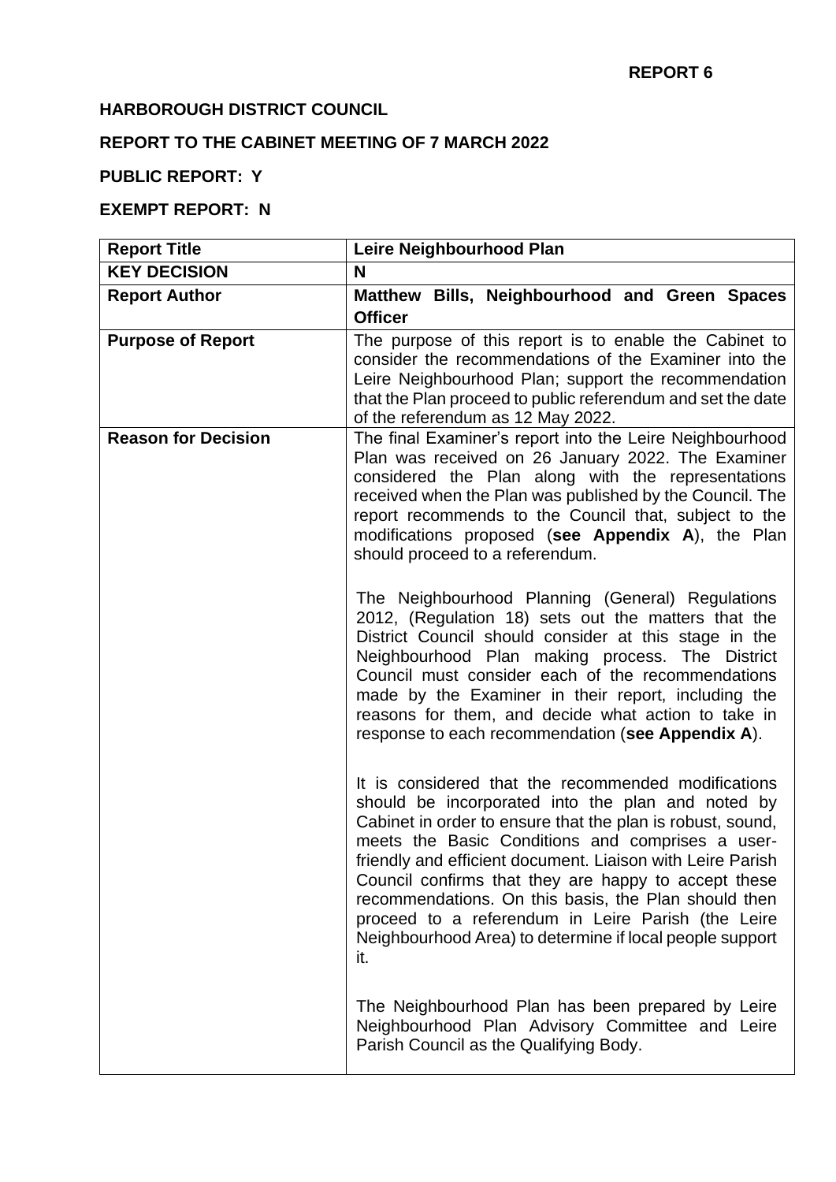**REPORT 6**

**HARBOROUGH DISTRICT COUNCIL**

**REPORT TO THE CABINET MEETING OF 7 MARCH 2022**

**PUBLIC REPORT: Y**

**EXEMPT REPORT: N**

| **Report Title** | **Leire Neighbourhood Plan** |
|---|---|
| **KEY DECISION** | **N** |
| **Report Author** | **Matthew Bills, Neighbourhood and Green Spaces Officer** |
| **Purpose of Report** | The purpose of this report is to enable the Cabinet to consider the recommendations of the Examiner into the Leire Neighbourhood Plan; support the recommendation that the Plan proceed to public referendum and set the date of the referendum as 12 May 2022. |
| **Reason for Decision** | The final Examiner's report into the Leire Neighbourhood Plan was received on 26 January 2022. The Examiner considered the Plan along with the representations received when the Plan was published by the Council. The report recommends to the Council that, subject to the modifications proposed (**see Appendix A**), the Plan should proceed to a referendum.<br><br>The Neighbourhood Planning (General) Regulations 2012, (Regulation 18) sets out the matters that the District Council should consider at this stage in the Neighbourhood Plan making process. The District Council must consider each of the recommendations made by the Examiner in their report, including the reasons for them, and decide what action to take in response to each recommendation (**see Appendix A**).<br><br>It is considered that the recommended modifications should be incorporated into the plan and noted by Cabinet in order to ensure that the plan is robust, sound, meets the Basic Conditions and comprises a user-friendly and efficient document. Liaison with Leire Parish Council confirms that they are happy to accept these recommendations. On this basis, the Plan should then proceed to a referendum in Leire Parish (the Leire Neighbourhood Area) to determine if local people support it.<br><br>The Neighbourhood Plan has been prepared by Leire Neighbourhood Plan Advisory Committee and Leire Parish Council as the Qualifying Body. |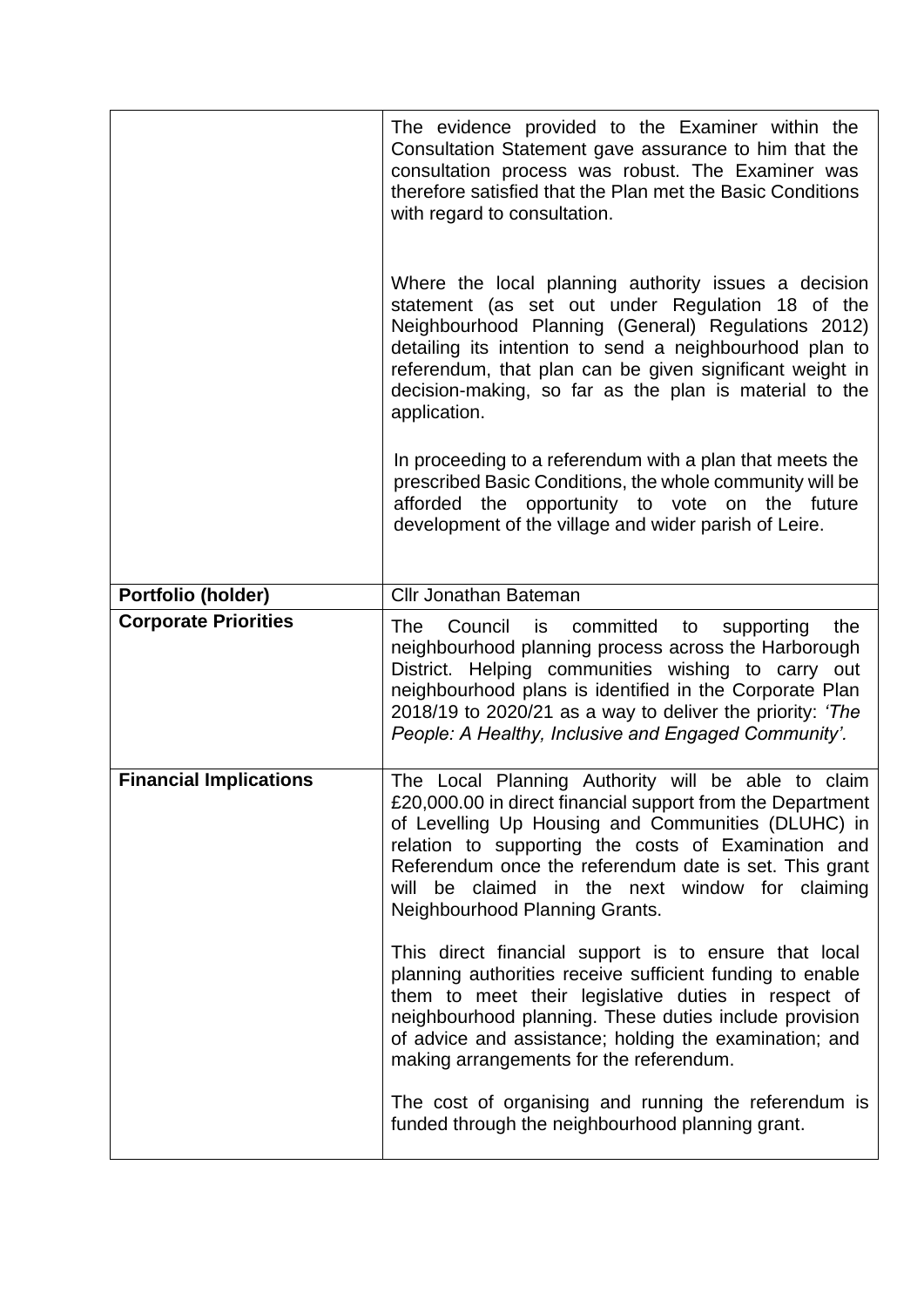| | |
|---|---|
| | The evidence provided to the Examiner within the Consultation Statement gave assurance to him that the consultation process was robust. The Examiner was therefore satisfied that the Plan met the Basic Conditions with regard to consultation.<br><br>Where the local planning authority issues a decision statement (as set out under Regulation 18 of the Neighbourhood Planning (General) Regulations 2012) detailing its intention to send a neighbourhood plan to referendum, that plan can be given significant weight in decision-making, so far as the plan is material to the application.<br><br>In proceeding to a referendum with a plan that meets the prescribed Basic Conditions, the whole community will be afforded the opportunity to vote on the future development of the village and wider parish of Leire. |
| **Portfolio (holder)** | Cllr Jonathan Bateman |
| **Corporate Priorities** | The Council is committed to supporting the neighbourhood planning process across the Harborough District. Helping communities wishing to carry out neighbourhood plans is identified in the Corporate Plan 2018/19 to 2020/21 as a way to deliver the priority: *'The People: A Healthy, Inclusive and Engaged Community'.* |
| **Financial Implications** | The Local Planning Authority will be able to claim £20,000.00 in direct financial support from the Department of Levelling Up Housing and Communities (DLUHC) in relation to supporting the costs of Examination and Referendum once the referendum date is set. This grant will be claimed in the next window for claiming Neighbourhood Planning Grants.<br><br>This direct financial support is to ensure that local planning authorities receive sufficient funding to enable them to meet their legislative duties in respect of neighbourhood planning. These duties include provision of advice and assistance; holding the examination; and making arrangements for the referendum.<br><br>The cost of organising and running the referendum is funded through the neighbourhood planning grant. |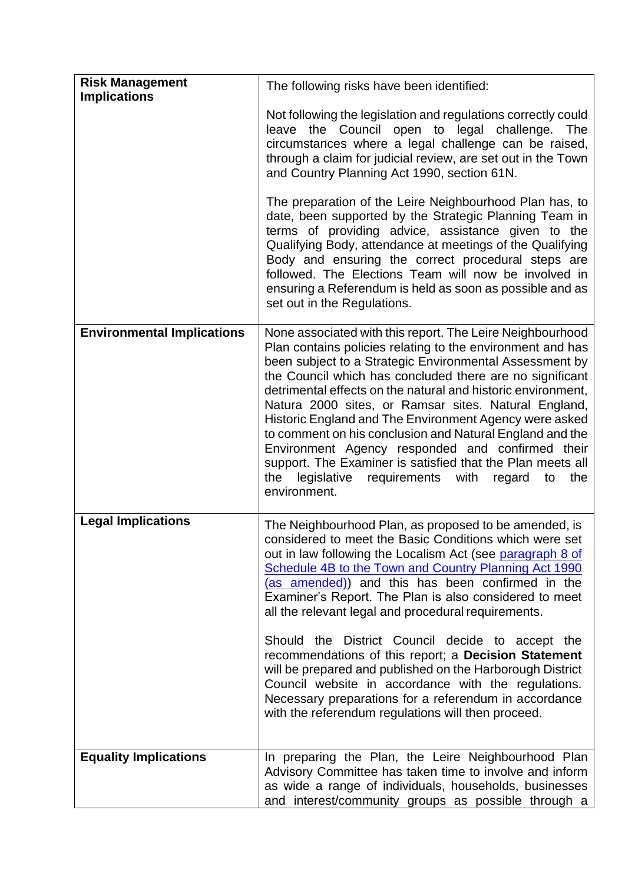| | |
|---|---|
| **Risk Management Implications** | The following risks have been identified:<br><br>Not following the legislation and regulations correctly could leave the Council open to legal challenge. The circumstances where a legal challenge can be raised, through a claim for judicial review, are set out in the Town and Country Planning Act 1990, section 61N.<br><br>The preparation of the Leire Neighbourhood Plan has, to date, been supported by the Strategic Planning Team in terms of providing advice, assistance given to the Qualifying Body, attendance at meetings of the Qualifying Body and ensuring the correct procedural steps are followed. The Elections Team will now be involved in ensuring a Referendum is held as soon as possible and as set out in the Regulations. |
| **Environmental Implications** | None associated with this report. The Leire Neighbourhood Plan contains policies relating to the environment and has been subject to a Strategic Environmental Assessment by the Council which has concluded there are no significant detrimental effects on the natural and historic environment, Natura 2000 sites, or Ramsar sites. Natural England, Historic England and The Environment Agency were asked to comment on his conclusion and Natural England and the Environment Agency responded and confirmed their support. The Examiner is satisfied that the Plan meets all the legislative requirements with regard to the environment. |
| **Legal Implications** | The Neighbourhood Plan, as proposed to be amended, is considered to meet the Basic Conditions which were set out in law following the Localism Act (see paragraph 8 of Schedule 4B to the Town and Country Planning Act 1990 (as amended)) and this has been confirmed in the Examiner's Report. The Plan is also considered to meet all the relevant legal and procedural requirements.<br><br>Should the District Council decide to accept the recommendations of this report; a **Decision Statement** will be prepared and published on the Harborough District Council website in accordance with the regulations. Necessary preparations for a referendum in accordance with the referendum regulations will then proceed. |
| **Equality Implications** | In preparing the Plan, the Leire Neighbourhood Plan Advisory Committee has taken time to involve and inform as wide a range of individuals, households, businesses and interest/community groups as possible through a |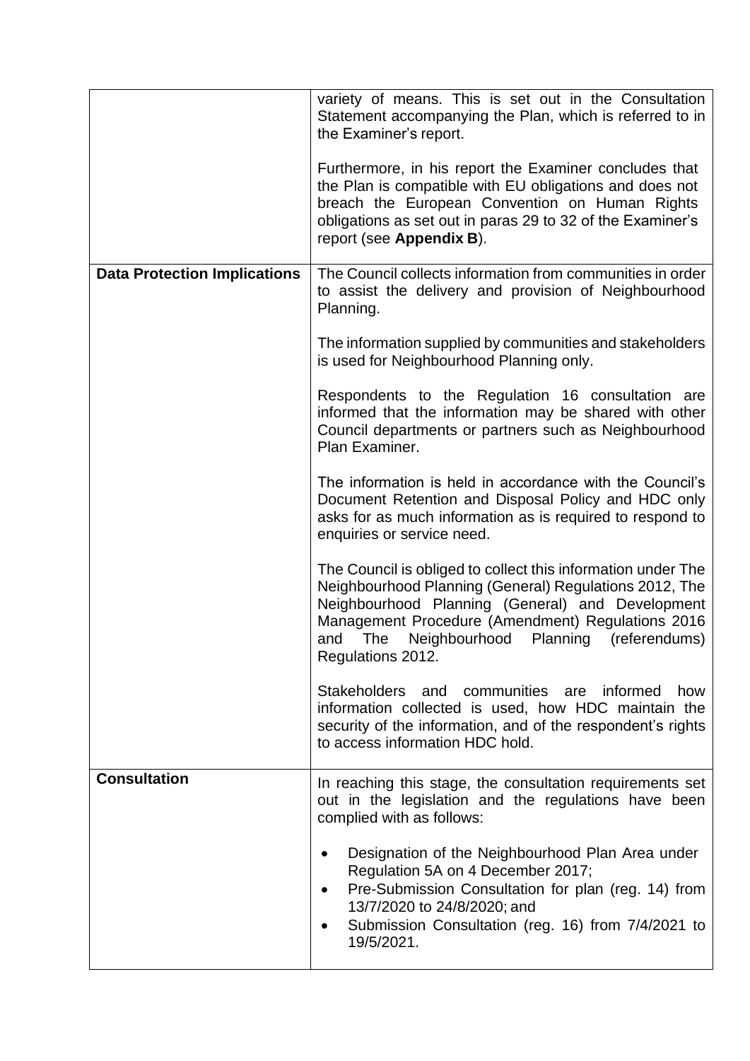| | |
|---|---|
| | variety of means. This is set out in the Consultation Statement accompanying the Plan, which is referred to in the Examiner's report.<br><br>Furthermore, in his report the Examiner concludes that the Plan is compatible with EU obligations and does not breach the European Convention on Human Rights obligations as set out in paras 29 to 32 of the Examiner's report (see **Appendix B**). |
| **Data Protection Implications** | The Council collects information from communities in order to assist the delivery and provision of Neighbourhood Planning.<br><br>The information supplied by communities and stakeholders is used for Neighbourhood Planning only.<br><br>Respondents to the Regulation 16 consultation are informed that the information may be shared with other Council departments or partners such as Neighbourhood Plan Examiner.<br><br>The information is held in accordance with the Council's Document Retention and Disposal Policy and HDC only asks for as much information as is required to respond to enquiries or service need.<br><br>The Council is obliged to collect this information under The Neighbourhood Planning (General) Regulations 2012, The Neighbourhood Planning (General) and Development Management Procedure (Amendment) Regulations 2016 and The Neighbourhood Planning (referendums) Regulations 2012.<br><br>Stakeholders and communities are informed how information collected is used, how HDC maintain the security of the information, and of the respondent's rights to access information HDC hold. |
| **Consultation** | In reaching this stage, the consultation requirements set out in the legislation and the regulations have been complied with as follows:<br><br>• Designation of the Neighbourhood Plan Area under Regulation 5A on 4 December 2017;<br>• Pre-Submission Consultation for plan (reg. 14) from 13/7/2020 to 24/8/2020; and<br>• Submission Consultation (reg. 16) from 7/4/2021 to 19/5/2021. |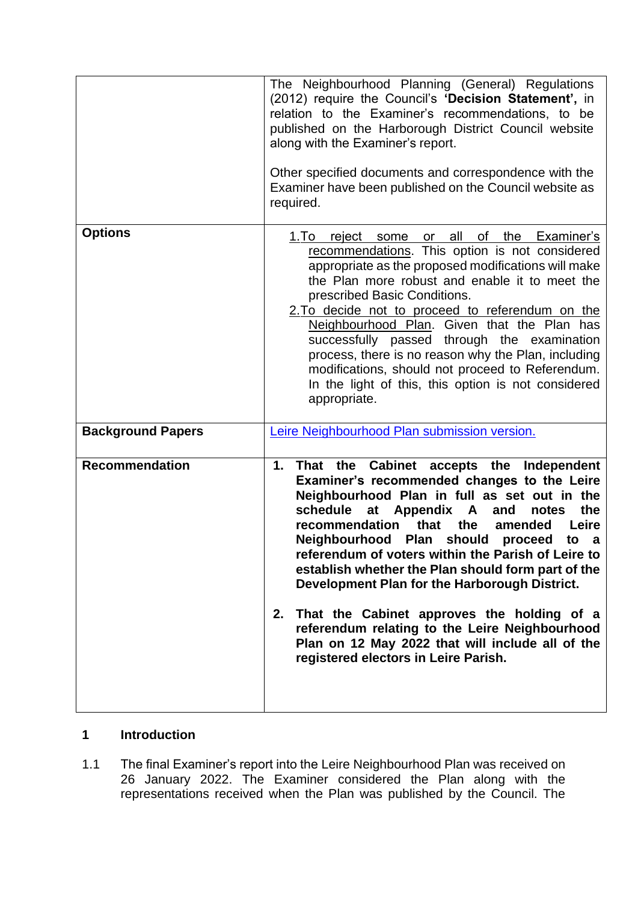| | |
|---|---|
| | The Neighbourhood Planning (General) Regulations (2012) require the Council's **'Decision Statement',** in relation to the Examiner's recommendations, to be published on the Harborough District Council website along with the Examiner's report.<br><br>Other specified documents and correspondence with the Examiner have been published on the Council website as required. |
| **Options** | 1. To reject some or all of the Examiner's recommendations. This option is not considered appropriate as the proposed modifications will make the Plan more robust and enable it to meet the prescribed Basic Conditions.<br>2. To decide not to proceed to referendum on the Neighbourhood Plan. Given that the Plan has successfully passed through the examination process, there is no reason why the Plan, including modifications, should not proceed to Referendum. In the light of this, this option is not considered appropriate. |
| **Background Papers** | Leire Neighbourhood Plan submission version. |
| **Recommendation** | **1. That the Cabinet accepts the Independent Examiner's recommended changes to the Leire Neighbourhood Plan in full as set out in the schedule at Appendix A and notes the recommendation that the amended Leire Neighbourhood Plan should proceed to a referendum of voters within the Parish of Leire to establish whether the Plan should form part of the Development Plan for the Harborough District.**<br><br>**2. That the Cabinet approves the holding of a referendum relating to the Leire Neighbourhood Plan on 12 May 2022 that will include all of the registered electors in Leire Parish.** |

## 1 Introduction

1.1 The final Examiner's report into the Leire Neighbourhood Plan was received on 26 January 2022. The Examiner considered the Plan along with the representations received when the Plan was published by the Council. The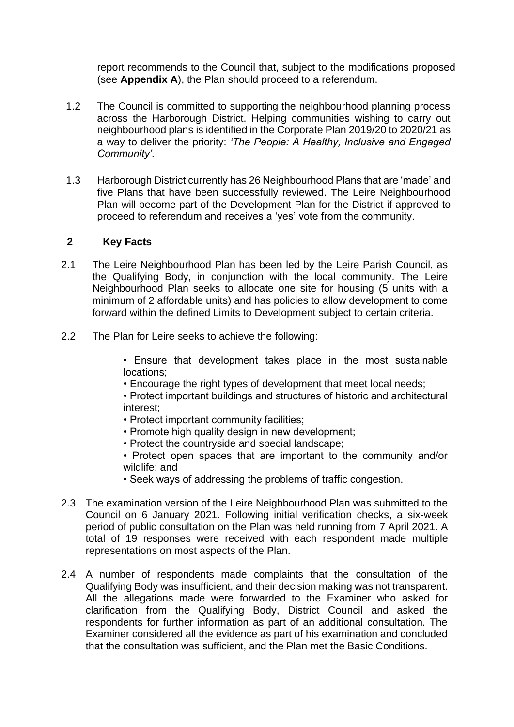report recommends to the Council that, subject to the modifications proposed (see **Appendix A**), the Plan should proceed to a referendum.

1.2 The Council is committed to supporting the neighbourhood planning process across the Harborough District. Helping communities wishing to carry out neighbourhood plans is identified in the Corporate Plan 2019/20 to 2020/21 as a way to deliver the priority: *'The People: A Healthy, Inclusive and Engaged Community'.*

1.3 Harborough District currently has 26 Neighbourhood Plans that are 'made' and five Plans that have been successfully reviewed. The Leire Neighbourhood Plan will become part of the Development Plan for the District if approved to proceed to referendum and receives a 'yes' vote from the community.

## 2 Key Facts

2.1 The Leire Neighbourhood Plan has been led by the Leire Parish Council, as the Qualifying Body, in conjunction with the local community. The Leire Neighbourhood Plan seeks to allocate one site for housing (5 units with a minimum of 2 affordable units) and has policies to allow development to come forward within the defined Limits to Development subject to certain criteria.

2.2 The Plan for Leire seeks to achieve the following:

- Ensure that development takes place in the most sustainable locations;
- Encourage the right types of development that meet local needs;
- Protect important buildings and structures of historic and architectural interest;
- Protect important community facilities;
- Promote high quality design in new development;
- Protect the countryside and special landscape;
- Protect open spaces that are important to the community and/or wildlife; and
- Seek ways of addressing the problems of traffic congestion.

2.3 The examination version of the Leire Neighbourhood Plan was submitted to the Council on 6 January 2021. Following initial verification checks, a six-week period of public consultation on the Plan was held running from 7 April 2021. A total of 19 responses were received with each respondent made multiple representations on most aspects of the Plan.

2.4 A number of respondents made complaints that the consultation of the Qualifying Body was insufficient, and their decision making was not transparent. All the allegations made were forwarded to the Examiner who asked for clarification from the Qualifying Body, District Council and asked the respondents for further information as part of an additional consultation. The Examiner considered all the evidence as part of his examination and concluded that the consultation was sufficient, and the Plan met the Basic Conditions.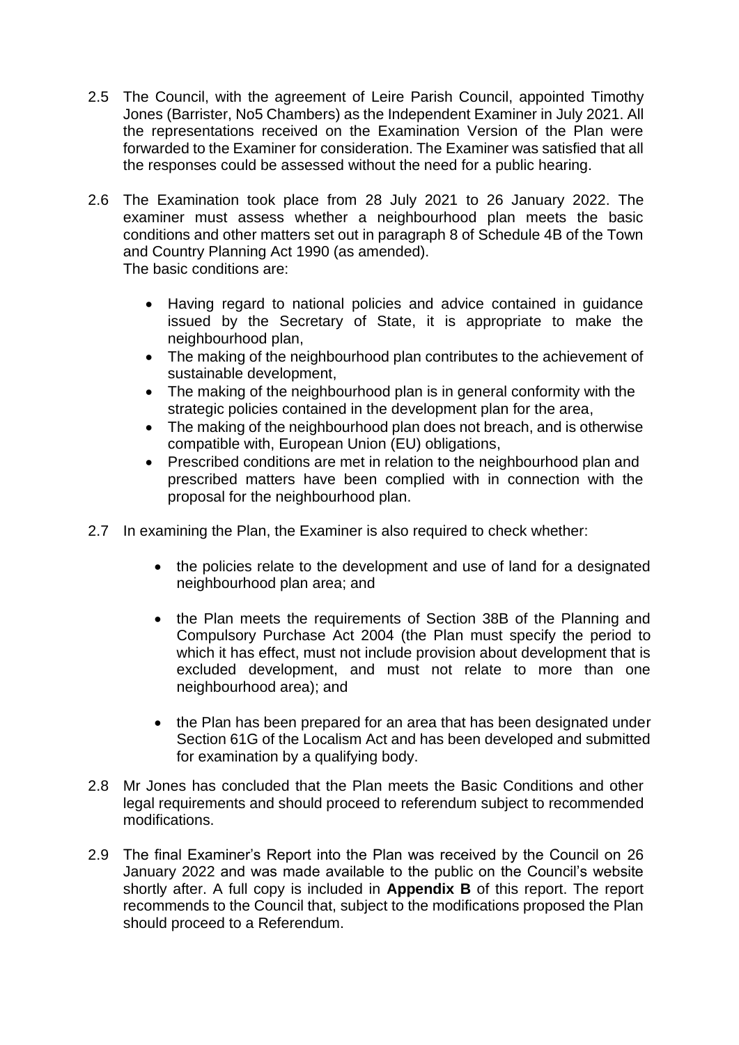2.5 The Council, with the agreement of Leire Parish Council, appointed Timothy Jones (Barrister, No5 Chambers) as the Independent Examiner in July 2021. All the representations received on the Examination Version of the Plan were forwarded to the Examiner for consideration. The Examiner was satisfied that all the responses could be assessed without the need for a public hearing.

2.6 The Examination took place from 28 July 2021 to 26 January 2022. The examiner must assess whether a neighbourhood plan meets the basic conditions and other matters set out in paragraph 8 of Schedule 4B of the Town and Country Planning Act 1990 (as amended).
The basic conditions are:

- Having regard to national policies and advice contained in guidance issued by the Secretary of State, it is appropriate to make the neighbourhood plan,
- The making of the neighbourhood plan contributes to the achievement of sustainable development,
- The making of the neighbourhood plan is in general conformity with the strategic policies contained in the development plan for the area,
- The making of the neighbourhood plan does not breach, and is otherwise compatible with, European Union (EU) obligations,
- Prescribed conditions are met in relation to the neighbourhood plan and prescribed matters have been complied with in connection with the proposal for the neighbourhood plan.

2.7 In examining the Plan, the Examiner is also required to check whether:

- the policies relate to the development and use of land for a designated neighbourhood plan area; and
- the Plan meets the requirements of Section 38B of the Planning and Compulsory Purchase Act 2004 (the Plan must specify the period to which it has effect, must not include provision about development that is excluded development, and must not relate to more than one neighbourhood area); and
- the Plan has been prepared for an area that has been designated under Section 61G of the Localism Act and has been developed and submitted for examination by a qualifying body.

2.8 Mr Jones has concluded that the Plan meets the Basic Conditions and other legal requirements and should proceed to referendum subject to recommended modifications.

2.9 The final Examiner's Report into the Plan was received by the Council on 26 January 2022 and was made available to the public on the Council's website shortly after. A full copy is included in **Appendix B** of this report. The report recommends to the Council that, subject to the modifications proposed the Plan should proceed to a Referendum.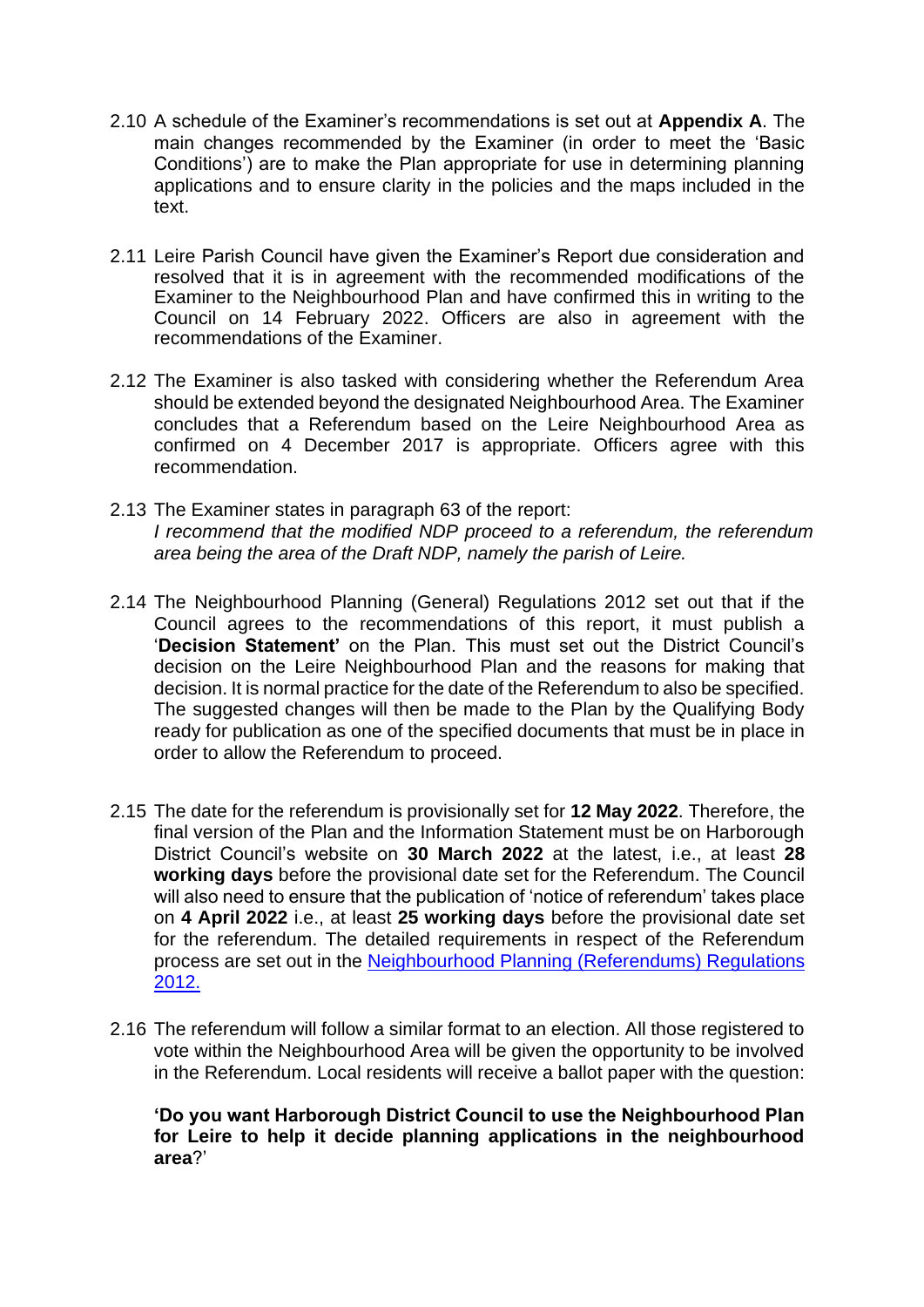2.10 A schedule of the Examiner's recommendations is set out at **Appendix A**. The main changes recommended by the Examiner (in order to meet the 'Basic Conditions') are to make the Plan appropriate for use in determining planning applications and to ensure clarity in the policies and the maps included in the text.

2.11 Leire Parish Council have given the Examiner's Report due consideration and resolved that it is in agreement with the recommended modifications of the Examiner to the Neighbourhood Plan and have confirmed this in writing to the Council on 14 February 2022. Officers are also in agreement with the recommendations of the Examiner.

2.12 The Examiner is also tasked with considering whether the Referendum Area should be extended beyond the designated Neighbourhood Area. The Examiner concludes that a Referendum based on the Leire Neighbourhood Area as confirmed on 4 December 2017 is appropriate. Officers agree with this recommendation.

2.13 The Examiner states in paragraph 63 of the report:
*I recommend that the modified NDP proceed to a referendum, the referendum area being the area of the Draft NDP, namely the parish of Leire.*

2.14 The Neighbourhood Planning (General) Regulations 2012 set out that if the Council agrees to the recommendations of this report, it must publish a '**Decision Statement'** on the Plan. This must set out the District Council's decision on the Leire Neighbourhood Plan and the reasons for making that decision. It is normal practice for the date of the Referendum to also be specified. The suggested changes will then be made to the Plan by the Qualifying Body ready for publication as one of the specified documents that must be in place in order to allow the Referendum to proceed.

2.15 The date for the referendum is provisionally set for **12 May 2022**. Therefore, the final version of the Plan and the Information Statement must be on Harborough District Council's website on **30 March 2022** at the latest, i.e., at least **28 working days** before the provisional date set for the Referendum. The Council will also need to ensure that the publication of 'notice of referendum' takes place on **4 April 2022** i.e., at least **25 working days** before the provisional date set for the referendum. The detailed requirements in respect of the Referendum process are set out in the [Neighbourhood Planning (Referendums) Regulations 2012.]

2.16 The referendum will follow a similar format to an election. All those registered to vote within the Neighbourhood Area will be given the opportunity to be involved in the Referendum. Local residents will receive a ballot paper with the question:

**'Do you want Harborough District Council to use the Neighbourhood Plan for Leire to help it decide planning applications in the neighbourhood area**?'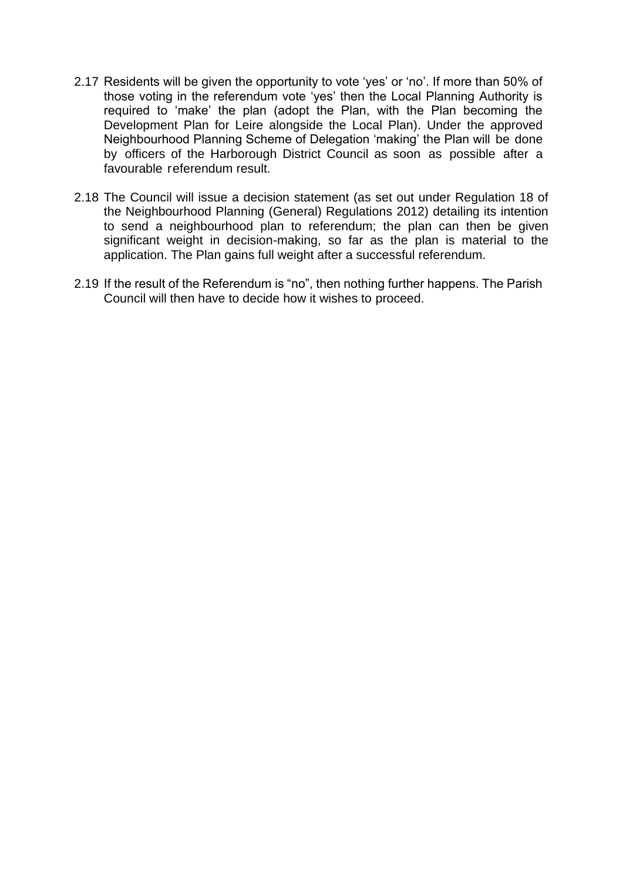2.17 Residents will be given the opportunity to vote 'yes' or 'no'. If more than 50% of those voting in the referendum vote 'yes' then the Local Planning Authority is required to 'make' the plan (adopt the Plan, with the Plan becoming the Development Plan for Leire alongside the Local Plan). Under the approved Neighbourhood Planning Scheme of Delegation 'making' the Plan will be done by officers of the Harborough District Council as soon as possible after a favourable referendum result.

2.18 The Council will issue a decision statement (as set out under Regulation 18 of the Neighbourhood Planning (General) Regulations 2012) detailing its intention to send a neighbourhood plan to referendum; the plan can then be given significant weight in decision-making, so far as the plan is material to the application. The Plan gains full weight after a successful referendum.

2.19 If the result of the Referendum is "no", then nothing further happens. The Parish Council will then have to decide how it wishes to proceed.